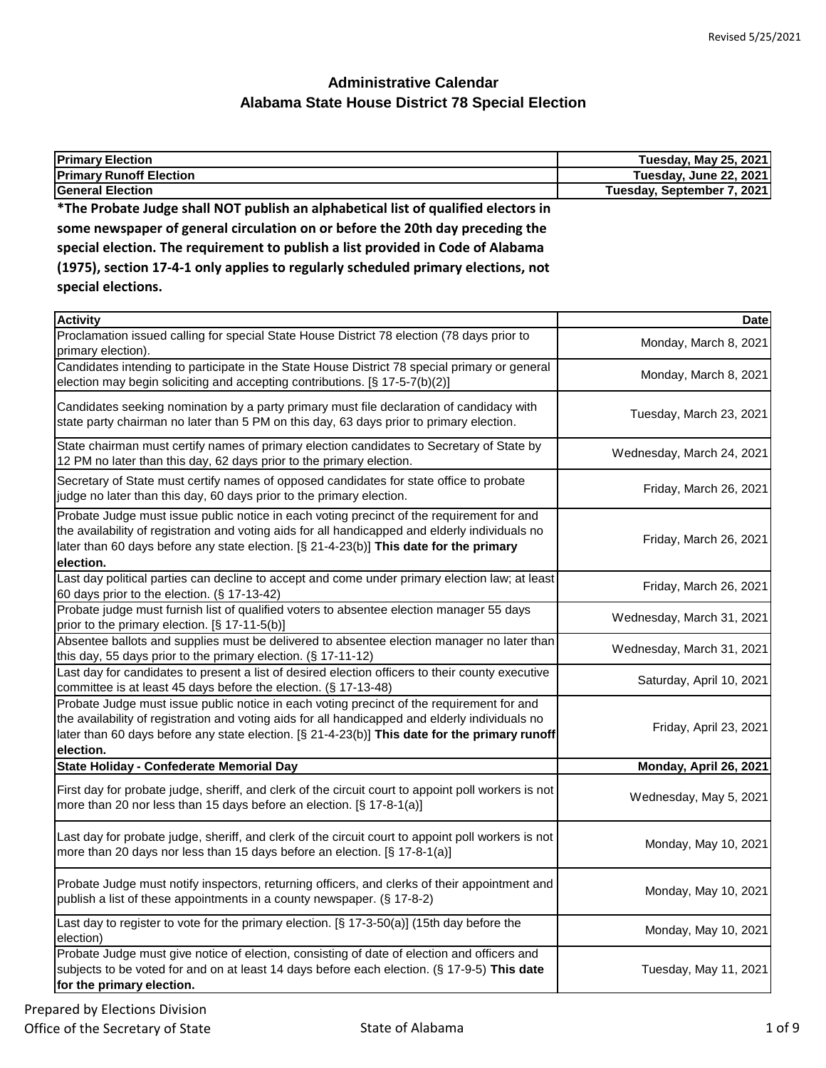# Administrative Calendar
## Alabama State House District 78 Special Election

| | |
|---|---|
| **Primary Election** | **Tuesday, May 25, 2021** |
| **Primary Runoff Election** | **Tuesday, June 22, 2021** |
| **General Election** | **Tuesday, September 7, 2021** |

**\*The Probate Judge shall NOT publish an alphabetical list of qualified electors in some newspaper of general circulation on or before the 20th day preceding the special election. The requirement to publish a list provided in Code of Alabama (1975), section 17-4-1 only applies to regularly scheduled primary elections, not special elections.**

| Activity | Date |
|---|---|
| Proclamation issued calling for special State House District 78 election (78 days prior to primary election). | Monday, March 8, 2021 |
| Candidates intending to participate in the State House District 78 special primary or general election may begin soliciting and accepting contributions. [§ 17-5-7(b)(2)] | Monday, March 8, 2021 |
| Candidates seeking nomination by a party primary must file declaration of candidacy with state party chairman no later than 5 PM on this day, 63 days prior to primary election. | Tuesday, March 23, 2021 |
| State chairman must certify names of primary election candidates to Secretary of State by 12 PM no later than this day, 62 days prior to the primary election. | Wednesday, March 24, 2021 |
| Secretary of State must certify names of opposed candidates for state office to probate judge no later than this day, 60 days prior to the primary election. | Friday, March 26, 2021 |
| Probate Judge must issue public notice in each voting precinct of the requirement for and the availability of registration and voting aids for all handicapped and elderly individuals no later than 60 days before any state election. [§ 21-4-23(b)] **This date for the primary election.** | Friday, March 26, 2021 |
| Last day political parties can decline to accept and come under primary election law; at least 60 days prior to the election. (§ 17-13-42) | Friday, March 26, 2021 |
| Probate judge must furnish list of qualified voters to absentee election manager 55 days prior to the primary election. [§ 17-11-5(b)] | Wednesday, March 31, 2021 |
| Absentee ballots and supplies must be delivered to absentee election manager no later than this day, 55 days prior to the primary election. (§ 17-11-12) | Wednesday, March 31, 2021 |
| Last day for candidates to present a list of desired election officers to their county executive committee is at least 45 days before the election. (§ 17-13-48) | Saturday, April 10, 2021 |
| Probate Judge must issue public notice in each voting precinct of the requirement for and the availability of registration and voting aids for all handicapped and elderly individuals no later than 60 days before any state election. [§ 21-4-23(b)] **This date for the primary runoff election.** | Friday, April 23, 2021 |
| **State Holiday - Confederate Memorial Day** | **Monday, April 26, 2021** |
| First day for probate judge, sheriff, and clerk of the circuit court to appoint poll workers is not more than 20 nor less than 15 days before an election. [§ 17-8-1(a)] | Wednesday, May 5, 2021 |
| Last day for probate judge, sheriff, and clerk of the circuit court to appoint poll workers is not more than 20 days nor less than 15 days before an election. [§ 17-8-1(a)] | Monday, May 10, 2021 |
| Probate Judge must notify inspectors, returning officers, and clerks of their appointment and publish a list of these appointments in a county newspaper. (§ 17-8-2) | Monday, May 10, 2021 |
| Last day to register to vote for the primary election. [§ 17-3-50(a)] (15th day before the election) | Monday, May 10, 2021 |
| Probate Judge must give notice of election, consisting of date of election and officers and subjects to be voted for and on at least 14 days before each election. (§ 17-9-5) **This date for the primary election.** | Tuesday, May 11, 2021 |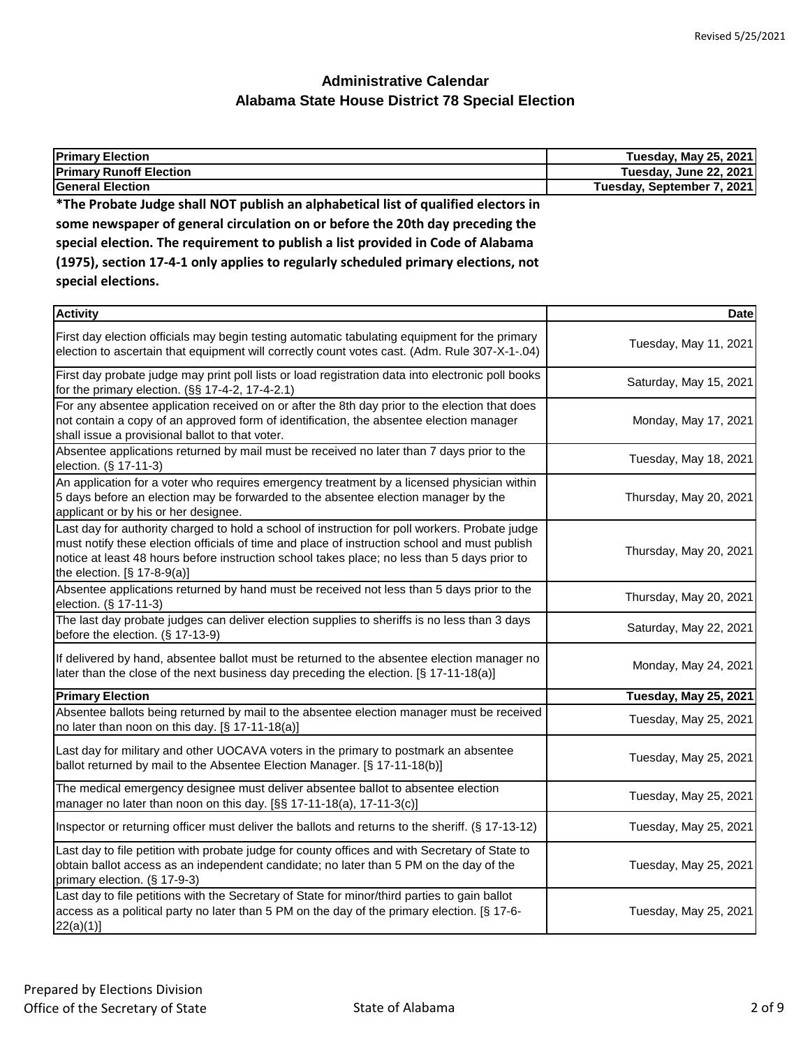Revised 5/25/2021

# Administrative Calendar
## Alabama State House District 78 Special Election

| | |
|---|---|
| **Primary Election** | **Tuesday, May 25, 2021** |
| **Primary Runoff Election** | **Tuesday, June 22, 2021** |
| **General Election** | **Tuesday, September 7, 2021** |

***The Probate Judge shall NOT publish an alphabetical list of qualified electors in some newspaper of general circulation on or before the 20th day preceding the special election. The requirement to publish a list provided in Code of Alabama (1975), section 17-4-1 only applies to regularly scheduled primary elections, not special elections.**

| Activity | Date |
|---|---|
| First day election officials may begin testing automatic tabulating equipment for the primary election to ascertain that equipment will correctly count votes cast. (Adm. Rule 307-X-1-.04) | Tuesday, May 11, 2021 |
| First day probate judge may print poll lists or load registration data into electronic poll books for the primary election. (§§ 17-4-2, 17-4-2.1) | Saturday, May 15, 2021 |
| For any absentee application received on or after the 8th day prior to the election that does not contain a copy of an approved form of identification, the absentee election manager shall issue a provisional ballot to that voter. | Monday, May 17, 2021 |
| Absentee applications returned by mail must be received no later than 7 days prior to the election. (§ 17-11-3) | Tuesday, May 18, 2021 |
| An application for a voter who requires emergency treatment by a licensed physician within 5 days before an election may be forwarded to the absentee election manager by the applicant or by his or her designee. | Thursday, May 20, 2021 |
| Last day for authority charged to hold a school of instruction for poll workers. Probate judge must notify these election officials of time and place of instruction school and must publish notice at least 48 hours before instruction school takes place; no less than 5 days prior to the election. [§ 17-8-9(a)] | Thursday, May 20, 2021 |
| Absentee applications returned by hand must be received not less than 5 days prior to the election. (§ 17-11-3) | Thursday, May 20, 2021 |
| The last day probate judges can deliver election supplies to sheriffs is no less than 3 days before the election. (§ 17-13-9) | Saturday, May 22, 2021 |
| If delivered by hand, absentee ballot must be returned to the absentee election manager no later than the close of the next business day preceding the election. [§ 17-11-18(a)] | Monday, May 24, 2021 |
| **Primary Election** | **Tuesday, May 25, 2021** |
| Absentee ballots being returned by mail to the absentee election manager must be received no later than noon on this day. [§ 17-11-18(a)] | Tuesday, May 25, 2021 |
| Last day for military and other UOCAVA voters in the primary to postmark an absentee ballot returned by mail to the Absentee Election Manager. [§ 17-11-18(b)] | Tuesday, May 25, 2021 |
| The medical emergency designee must deliver absentee ballot to absentee election manager no later than noon on this day. [§§ 17-11-18(a), 17-11-3(c)] | Tuesday, May 25, 2021 |
| Inspector or returning officer must deliver the ballots and returns to the sheriff. (§ 17-13-12) | Tuesday, May 25, 2021 |
| Last day to file petition with probate judge for county offices and with Secretary of State to obtain ballot access as an independent candidate; no later than 5 PM on the day of the primary election. (§ 17-9-3) | Tuesday, May 25, 2021 |
| Last day to file petitions with the Secretary of State for minor/third parties to gain ballot access as a political party no later than 5 PM on the day of the primary election. [§ 17-6-22(a)(1)] | Tuesday, May 25, 2021 |

Prepared by Elections Division
Office of the Secretary of State
State of Alabama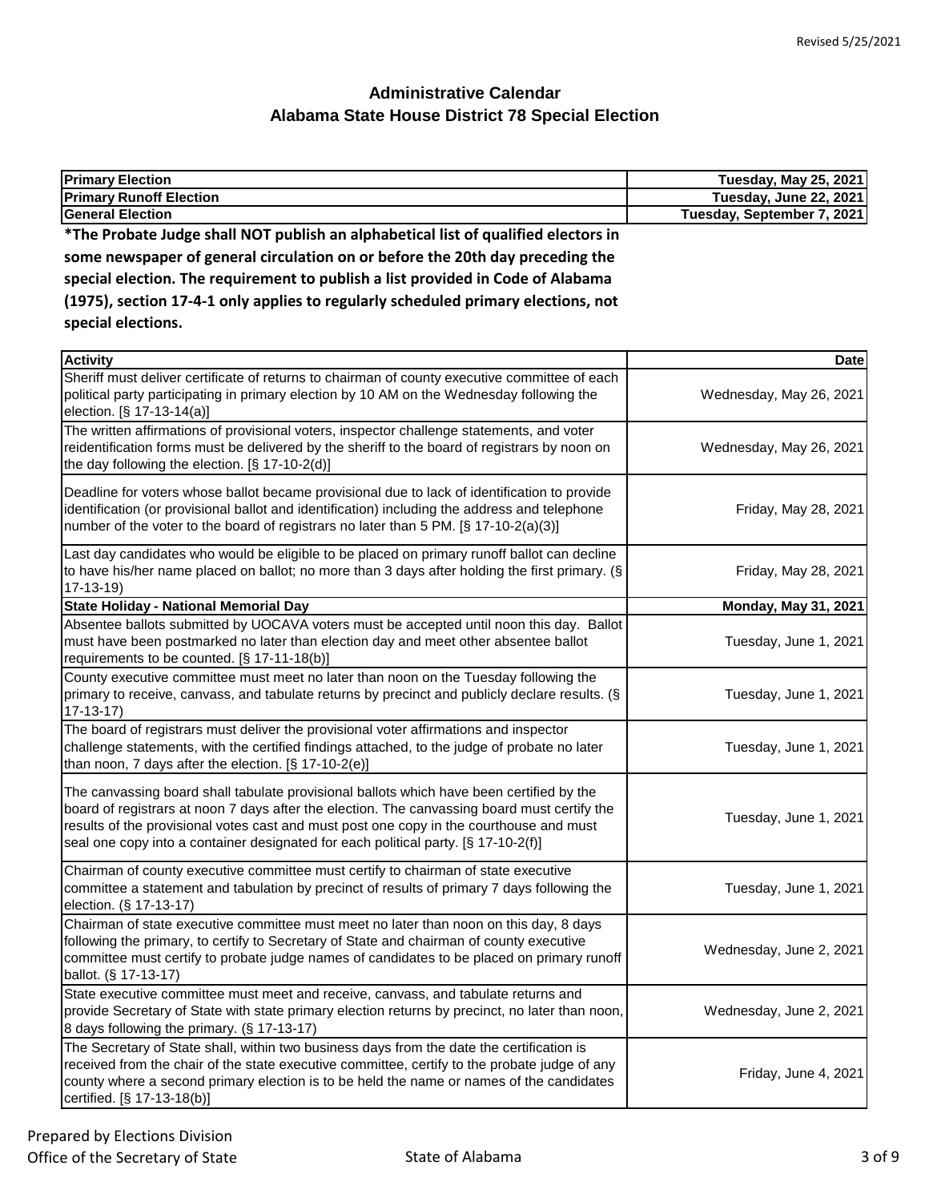Revised 5/25/2021

# Administrative Calendar
## Alabama State House District 78 Special Election

| **Primary Election** | **Tuesday, May 25, 2021** |
| --- | --- |
| **Primary Runoff Election** | **Tuesday, June 22, 2021** |
| **General Election** | **Tuesday, September 7, 2021** |

**\*The Probate Judge shall NOT publish an alphabetical list of qualified electors in some newspaper of general circulation on or before the 20th day preceding the special election. The requirement to publish a list provided in Code of Alabama (1975), section 17-4-1 only applies to regularly scheduled primary elections, not special elections.**

| **Activity** | **Date** |
| --- | --- |
| Sheriff must deliver certificate of returns to chairman of county executive committee of each political party participating in primary election by 10 AM on the Wednesday following the election. [§ 17-13-14(a)] | Wednesday, May 26, 2021 |
| The written affirmations of provisional voters, inspector challenge statements, and voter reidentification forms must be delivered by the sheriff to the board of registrars by noon on the day following the election. [§ 17-10-2(d)] | Wednesday, May 26, 2021 |
| Deadline for voters whose ballot became provisional due to lack of identification to provide identification (or provisional ballot and identification) including the address and telephone number of the voter to the board of registrars no later than 5 PM. [§ 17-10-2(a)(3)] | Friday, May 28, 2021 |
| Last day candidates who would be eligible to be placed on primary runoff ballot can decline to have his/her name placed on ballot; no more than 3 days after holding the first primary. (§ 17-13-19) | Friday, May 28, 2021 |
| **State Holiday - National Memorial Day** | **Monday, May 31, 2021** |
| Absentee ballots submitted by UOCAVA voters must be accepted until noon this day. Ballot must have been postmarked no later than election day and meet other absentee ballot requirements to be counted. [§ 17-11-18(b)] | Tuesday, June 1, 2021 |
| County executive committee must meet no later than noon on the Tuesday following the primary to receive, canvass, and tabulate returns by precinct and publicly declare results. (§ 17-13-17) | Tuesday, June 1, 2021 |
| The board of registrars must deliver the provisional voter affirmations and inspector challenge statements, with the certified findings attached, to the judge of probate no later than noon, 7 days after the election. [§ 17-10-2(e)] | Tuesday, June 1, 2021 |
| The canvassing board shall tabulate provisional ballots which have been certified by the board of registrars at noon 7 days after the election. The canvassing board must certify the results of the provisional votes cast and must post one copy in the courthouse and must seal one copy into a container designated for each political party. [§ 17-10-2(f)] | Tuesday, June 1, 2021 |
| Chairman of county executive committee must certify to chairman of state executive committee a statement and tabulation by precinct of results of primary 7 days following the election. (§ 17-13-17) | Tuesday, June 1, 2021 |
| Chairman of state executive committee must meet no later than noon on this day, 8 days following the primary, to certify to Secretary of State and chairman of county executive committee must certify to probate judge names of candidates to be placed on primary runoff ballot. (§ 17-13-17) | Wednesday, June 2, 2021 |
| State executive committee must meet and receive, canvass, and tabulate returns and provide Secretary of State with state primary election returns by precinct, no later than noon, 8 days following the primary. (§ 17-13-17) | Wednesday, June 2, 2021 |
| The Secretary of State shall, within two business days from the date the certification is received from the chair of the state executive committee, certify to the probate judge of any county where a second primary election is to be held the name or names of the candidates certified. [§ 17-13-18(b)] | Friday, June 4, 2021 |

Prepared by Elections Division
Office of the Secretary of State
State of Alabama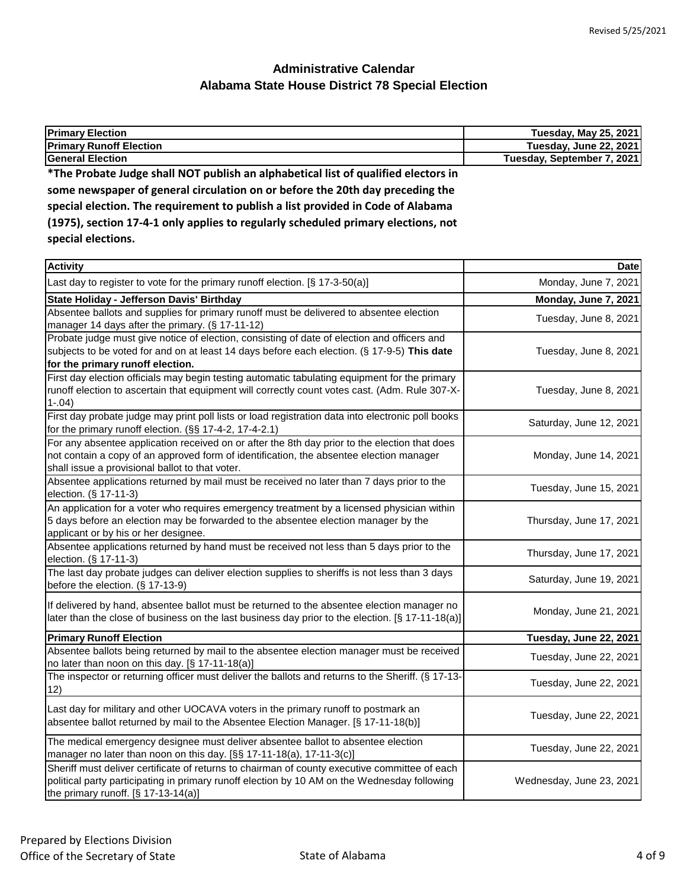Revised 5/25/2021

# Administrative Calendar
## Alabama State House District 78 Special Election

| **Primary Election** | **Tuesday, May 25, 2021** |
|---|---|
| **Primary Runoff Election** | **Tuesday, June 22, 2021** |
| **General Election** | **Tuesday, September 7, 2021** |

**\*The Probate Judge shall NOT publish an alphabetical list of qualified electors in some newspaper of general circulation on or before the 20th day preceding the special election. The requirement to publish a list provided in Code of Alabama (1975), section 17-4-1 only applies to regularly scheduled primary elections, not special elections.**

| **Activity** | **Date** |
|---|---|
| Last day to register to vote for the primary runoff election. [§ 17-3-50(a)] | Monday, June 7, 2021 |
| **State Holiday - Jefferson Davis' Birthday** | **Monday, June 7, 2021** |
| Absentee ballots and supplies for primary runoff must be delivered to absentee election manager 14 days after the primary. (§ 17-11-12) | Tuesday, June 8, 2021 |
| Probate judge must give notice of election, consisting of date of election and officers and subjects to be voted for and on at least 14 days before each election. (§ 17-9-5) **This date for the primary runoff election.** | Tuesday, June 8, 2021 |
| First day election officials may begin testing automatic tabulating equipment for the primary runoff election to ascertain that equipment will correctly count votes cast. (Adm. Rule 307-X-1-.04) | Tuesday, June 8, 2021 |
| First day probate judge may print poll lists or load registration data into electronic poll books for the primary runoff election. (§§ 17-4-2, 17-4-2.1) | Saturday, June 12, 2021 |
| For any absentee application received on or after the 8th day prior to the election that does not contain a copy of an approved form of identification, the absentee election manager shall issue a provisional ballot to that voter. | Monday, June 14, 2021 |
| Absentee applications returned by mail must be received no later than 7 days prior to the election. (§ 17-11-3) | Tuesday, June 15, 2021 |
| An application for a voter who requires emergency treatment by a licensed physician within 5 days before an election may be forwarded to the absentee election manager by the applicant or by his or her designee. | Thursday, June 17, 2021 |
| Absentee applications returned by hand must be received not less than 5 days prior to the election. (§ 17-11-3) | Thursday, June 17, 2021 |
| The last day probate judges can deliver election supplies to sheriffs is not less than 3 days before the election. (§ 17-13-9) | Saturday, June 19, 2021 |
| If delivered by hand, absentee ballot must be returned to the absentee election manager no later than the close of business on the last business day prior to the election. [§ 17-11-18(a)] | Monday, June 21, 2021 |
| **Primary Runoff Election** | **Tuesday, June 22, 2021** |
| Absentee ballots being returned by mail to the absentee election manager must be received no later than noon on this day. [§ 17-11-18(a)] | Tuesday, June 22, 2021 |
| The inspector or returning officer must deliver the ballots and returns to the Sheriff. (§ 17-13-12) | Tuesday, June 22, 2021 |
| Last day for military and other UOCAVA voters in the primary runoff to postmark an absentee ballot returned by mail to the Absentee Election Manager. [§ 17-11-18(b)] | Tuesday, June 22, 2021 |
| The medical emergency designee must deliver absentee ballot to absentee election manager no later than noon on this day. [§§ 17-11-18(a), 17-11-3(c)] | Tuesday, June 22, 2021 |
| Sheriff must deliver certificate of returns to chairman of county executive committee of each political party participating in primary runoff election by 10 AM on the Wednesday following the primary runoff. [§ 17-13-14(a)] | Wednesday, June 23, 2021 |

Prepared by Elections Division
Office of the Secretary of State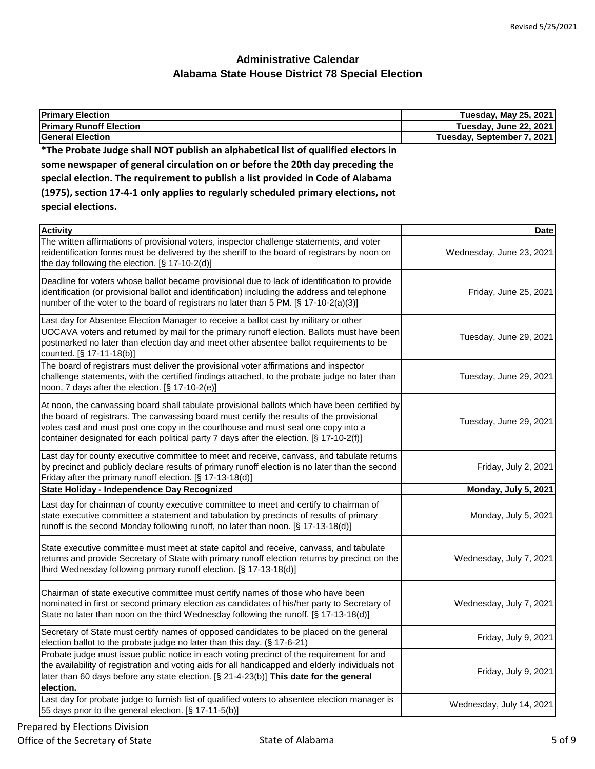# Administrative Calendar
## Alabama State House District 78 Special Election

| | |
|---|---|
| **Primary Election** | **Tuesday, May 25, 2021** |
| **Primary Runoff Election** | **Tuesday, June 22, 2021** |
| **General Election** | **Tuesday, September 7, 2021** |

**\*The Probate Judge shall NOT publish an alphabetical list of qualified electors in some newspaper of general circulation on or before the 20th day preceding the special election. The requirement to publish a list provided in Code of Alabama (1975), section 17-4-1 only applies to regularly scheduled primary elections, not special elections.**

| **Activity** | **Date** |
|---|---|
| The written affirmations of provisional voters, inspector challenge statements, and voter reidentification forms must be delivered by the sheriff to the board of registrars by noon on the day following the election. [§ 17-10-2(d)] | Wednesday, June 23, 2021 |
| Deadline for voters whose ballot became provisional due to lack of identification to provide identification (or provisional ballot and identification) including the address and telephone number of the voter to the board of registrars no later than 5 PM. [§ 17-10-2(a)(3)] | Friday, June 25, 2021 |
| Last day for Absentee Election Manager to receive a ballot cast by military or other UOCAVA voters and returned by mail for the primary runoff election. Ballots must have been postmarked no later than election day and meet other absentee ballot requirements to be counted. [§ 17-11-18(b)] | Tuesday, June 29, 2021 |
| The board of registrars must deliver the provisional voter affirmations and inspector challenge statements, with the certified findings attached, to the probate judge no later than noon, 7 days after the election. [§ 17-10-2(e)] | Tuesday, June 29, 2021 |
| At noon, the canvassing board shall tabulate provisional ballots which have been certified by the board of registrars. The canvassing board must certify the results of the provisional votes cast and must post one copy in the courthouse and must seal one copy into a container designated for each political party 7 days after the election. [§ 17-10-2(f)] | Tuesday, June 29, 2021 |
| Last day for county executive committee to meet and receive, canvass, and tabulate returns by precinct and publicly declare results of primary runoff election is no later than the second Friday after the primary runoff election. [§ 17-13-18(d)] | Friday, July 2, 2021 |
| **State Holiday - Independence Day Recognized** | **Monday, July 5, 2021** |
| Last day for chairman of county executive committee to meet and certify to chairman of state executive committee a statement and tabulation by precincts of results of primary runoff is the second Monday following runoff, no later than noon. [§ 17-13-18(d)] | Monday, July 5, 2021 |
| State executive committee must meet at state capitol and receive, canvass, and tabulate returns and provide Secretary of State with primary runoff election returns by precinct on the third Wednesday following primary runoff election. [§ 17-13-18(d)] | Wednesday, July 7, 2021 |
| Chairman of state executive committee must certify names of those who have been nominated in first or second primary election as candidates of his/her party to Secretary of State no later than noon on the third Wednesday following the runoff. [§ 17-13-18(d)] | Wednesday, July 7, 2021 |
| Secretary of State must certify names of opposed candidates to be placed on the general election ballot to the probate judge no later than this day. (§ 17-6-21) | Friday, July 9, 2021 |
| Probate judge must issue public notice in each voting precinct of the requirement for and the availability of registration and voting aids for all handicapped and elderly individuals not later than 60 days before any state election. [§ 21-4-23(b)] **This date for the general election.** | Friday, July 9, 2021 |
| Last day for probate judge to furnish list of qualified voters to absentee election manager is 55 days prior to the general election. [§ 17-11-5(b)] | Wednesday, July 14, 2021 |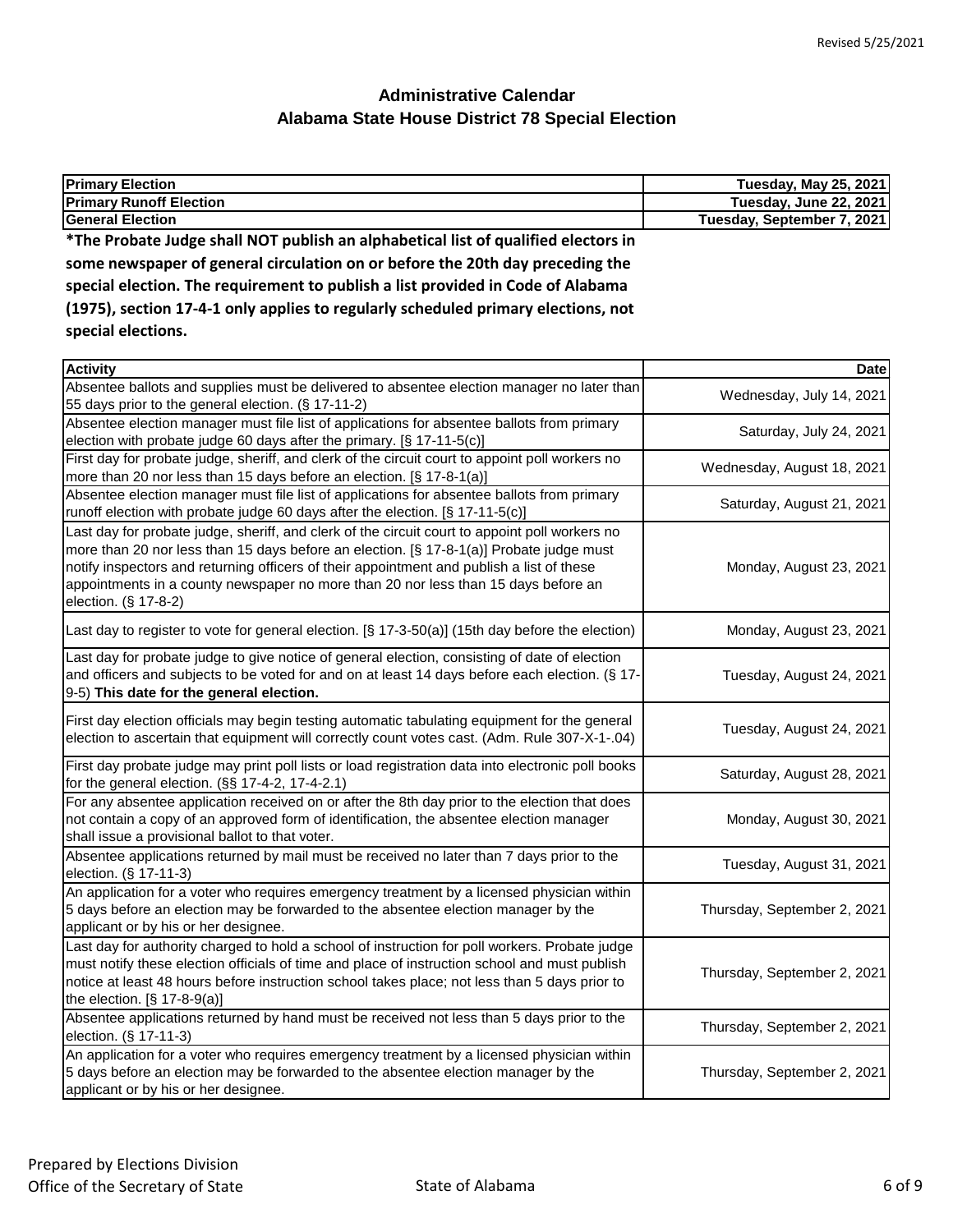# Administrative Calendar
## Alabama State House District 78 Special Election

| **Primary Election** | **Tuesday, May 25, 2021** |
|---|---|
| **Primary Runoff Election** | **Tuesday, June 22, 2021** |
| **General Election** | **Tuesday, September 7, 2021** |

**\*The Probate Judge shall NOT publish an alphabetical list of qualified electors in some newspaper of general circulation on or before the 20th day preceding the special election. The requirement to publish a list provided in Code of Alabama (1975), section 17-4-1 only applies to regularly scheduled primary elections, not special elections.**

| **Activity** | **Date** |
|---|---|
| Absentee ballots and supplies must be delivered to absentee election manager no later than 55 days prior to the general election. (§ 17-11-2) | Wednesday, July 14, 2021 |
| Absentee election manager must file list of applications for absentee ballots from primary election with probate judge 60 days after the primary. [§ 17-11-5(c)] | Saturday, July 24, 2021 |
| First day for probate judge, sheriff, and clerk of the circuit court to appoint poll workers no more than 20 nor less than 15 days before an election. [§ 17-8-1(a)] | Wednesday, August 18, 2021 |
| Absentee election manager must file list of applications for absentee ballots from primary runoff election with probate judge 60 days after the election. [§ 17-11-5(c)] | Saturday, August 21, 2021 |
| Last day for probate judge, sheriff, and clerk of the circuit court to appoint poll workers no more than 20 nor less than 15 days before an election. [§ 17-8-1(a)] Probate judge must notify inspectors and returning officers of their appointment and publish a list of these appointments in a county newspaper no more than 20 nor less than 15 days before an election. (§ 17-8-2) | Monday, August 23, 2021 |
| Last day to register to vote for general election. [§ 17-3-50(a)] (15th day before the election) | Monday, August 23, 2021 |
| Last day for probate judge to give notice of general election, consisting of date of election and officers and subjects to be voted for and on at least 14 days before each election. (§ 17-9-5) **This date for the general election.** | Tuesday, August 24, 2021 |
| First day election officials may begin testing automatic tabulating equipment for the general election to ascertain that equipment will correctly count votes cast. (Adm. Rule 307-X-1-.04) | Tuesday, August 24, 2021 |
| First day probate judge may print poll lists or load registration data into electronic poll books for the general election. (§§ 17-4-2, 17-4-2.1) | Saturday, August 28, 2021 |
| For any absentee application received on or after the 8th day prior to the election that does not contain a copy of an approved form of identification, the absentee election manager shall issue a provisional ballot to that voter. | Monday, August 30, 2021 |
| Absentee applications returned by mail must be received no later than 7 days prior to the election. (§ 17-11-3) | Tuesday, August 31, 2021 |
| An application for a voter who requires emergency treatment by a licensed physician within 5 days before an election may be forwarded to the absentee election manager by the applicant or by his or her designee. | Thursday, September 2, 2021 |
| Last day for authority charged to hold a school of instruction for poll workers. Probate judge must notify these election officials of time and place of instruction school and must publish notice at least 48 hours before instruction school takes place; not less than 5 days prior to the election. [§ 17-8-9(a)] | Thursday, September 2, 2021 |
| Absentee applications returned by hand must be received not less than 5 days prior to the election. (§ 17-11-3) | Thursday, September 2, 2021 |
| An application for a voter who requires emergency treatment by a licensed physician within 5 days before an election may be forwarded to the absentee election manager by the applicant or by his or her designee. | Thursday, September 2, 2021 |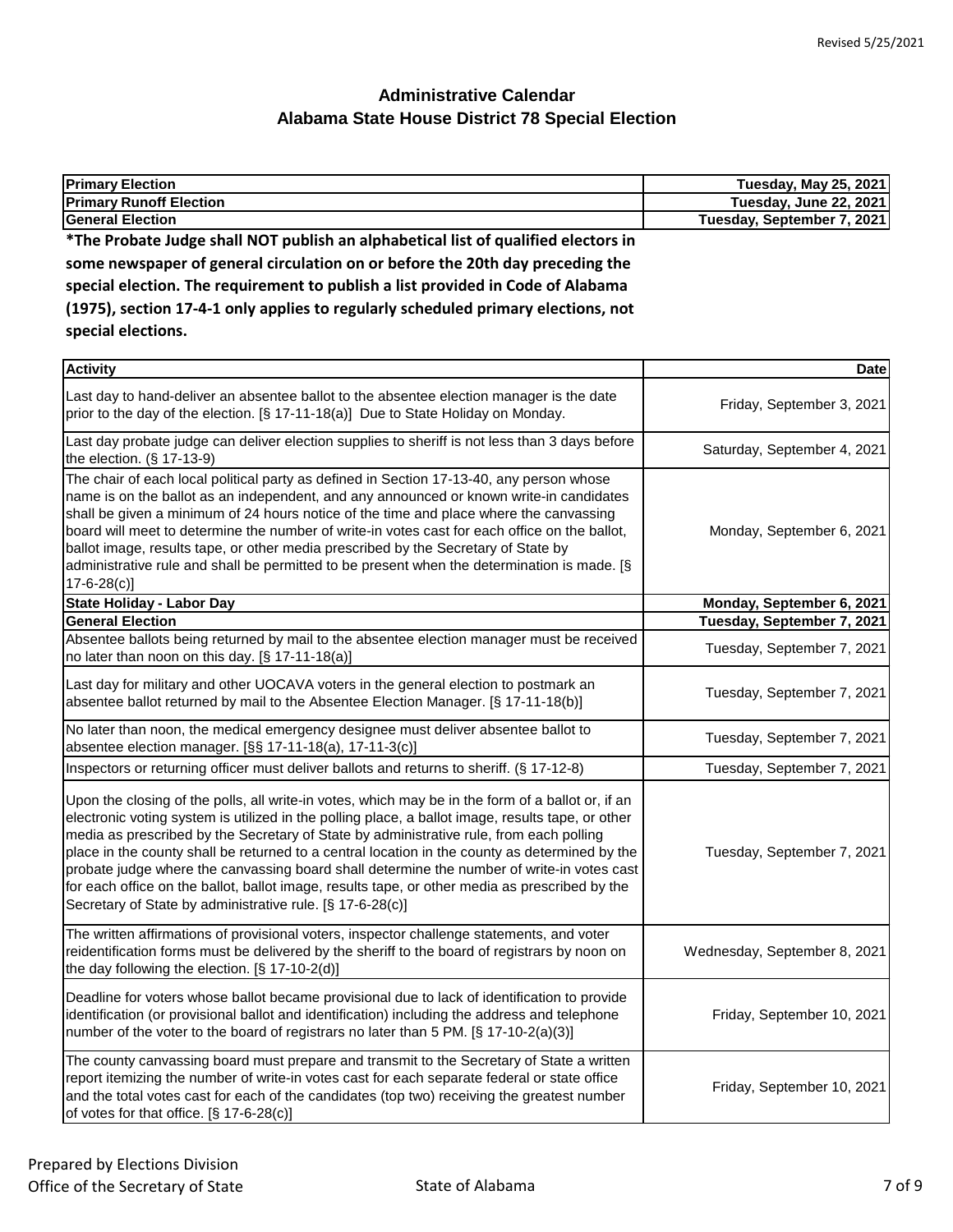# Administrative Calendar
## Alabama State House District 78 Special Election

| | |
|---|---|
| **Primary Election** | **Tuesday, May 25, 2021** |
| **Primary Runoff Election** | **Tuesday, June 22, 2021** |
| **General Election** | **Tuesday, September 7, 2021** |

**\*The Probate Judge shall NOT publish an alphabetical list of qualified electors in some newspaper of general circulation on or before the 20th day preceding the special election. The requirement to publish a list provided in Code of Alabama (1975), section 17-4-1 only applies to regularly scheduled primary elections, not special elections.**

| Activity | Date |
|---|---|
| Last day to hand-deliver an absentee ballot to the absentee election manager is the date prior to the day of the election. [§ 17-11-18(a)] Due to State Holiday on Monday. | Friday, September 3, 2021 |
| Last day probate judge can deliver election supplies to sheriff is not less than 3 days before the election. (§ 17-13-9) | Saturday, September 4, 2021 |
| The chair of each local political party as defined in Section 17-13-40, any person whose name is on the ballot as an independent, and any announced or known write-in candidates shall be given a minimum of 24 hours notice of the time and place where the canvassing board will meet to determine the number of write-in votes cast for each office on the ballot, ballot image, results tape, or other media prescribed by the Secretary of State by administrative rule and shall be permitted to be present when the determination is made. [§ 17-6-28(c)] | Monday, September 6, 2021 |
| **State Holiday - Labor Day** | **Monday, September 6, 2021** |
| **General Election** | **Tuesday, September 7, 2021** |
| Absentee ballots being returned by mail to the absentee election manager must be received no later than noon on this day. [§ 17-11-18(a)] | Tuesday, September 7, 2021 |
| Last day for military and other UOCAVA voters in the general election to postmark an absentee ballot returned by mail to the Absentee Election Manager. [§ 17-11-18(b)] | Tuesday, September 7, 2021 |
| No later than noon, the medical emergency designee must deliver absentee ballot to absentee election manager. [§§ 17-11-18(a), 17-11-3(c)] | Tuesday, September 7, 2021 |
| Inspectors or returning officer must deliver ballots and returns to sheriff. (§ 17-12-8) | Tuesday, September 7, 2021 |
| Upon the closing of the polls, all write-in votes, which may be in the form of a ballot or, if an electronic voting system is utilized in the polling place, a ballot image, results tape, or other media as prescribed by the Secretary of State by administrative rule, from each polling place in the county shall be returned to a central location in the county as determined by the probate judge where the canvassing board shall determine the number of write-in votes cast for each office on the ballot, ballot image, results tape, or other media as prescribed by the Secretary of State by administrative rule. [§ 17-6-28(c)] | Tuesday, September 7, 2021 |
| The written affirmations of provisional voters, inspector challenge statements, and voter reidentification forms must be delivered by the sheriff to the board of registrars by noon on the day following the election. [§ 17-10-2(d)] | Wednesday, September 8, 2021 |
| Deadline for voters whose ballot became provisional due to lack of identification to provide identification (or provisional ballot and identification) including the address and telephone number of the voter to the board of registrars no later than 5 PM. [§ 17-10-2(a)(3)] | Friday, September 10, 2021 |
| The county canvassing board must prepare and transmit to the Secretary of State a written report itemizing the number of write-in votes cast for each separate federal or state office and the total votes cast for each of the candidates (top two) receiving the greatest number of votes for that office. [§ 17-6-28(c)] | Friday, September 10, 2021 |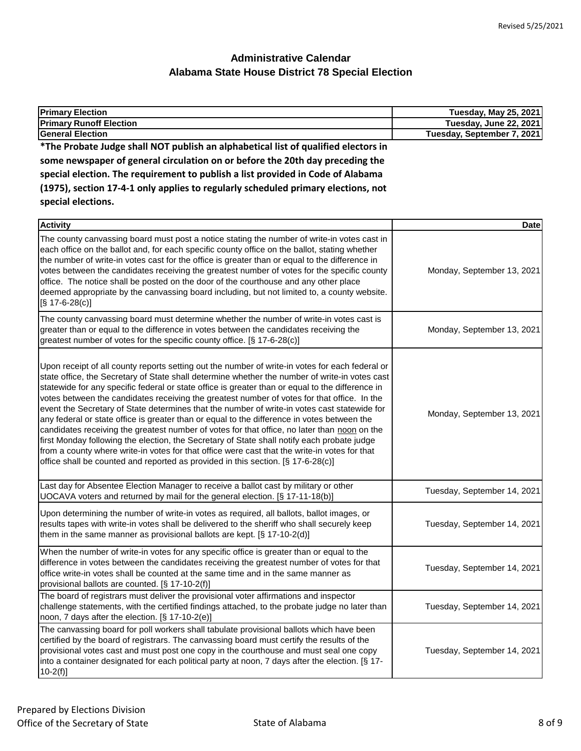# Administrative Calendar
## Alabama State House District 78 Special Election

| **Primary Election** | **Tuesday, May 25, 2021** |
|---|---|
| **Primary Runoff Election** | **Tuesday, June 22, 2021** |
| **General Election** | **Tuesday, September 7, 2021** |

**\*The Probate Judge shall NOT publish an alphabetical list of qualified electors in some newspaper of general circulation on or before the 20th day preceding the special election. The requirement to publish a list provided in Code of Alabama (1975), section 17-4-1 only applies to regularly scheduled primary elections, not special elections.**

| **Activity** | **Date** |
|---|---|
| The county canvassing board must post a notice stating the number of write-in votes cast in each office on the ballot and, for each specific county office on the ballot, stating whether the number of write-in votes cast for the office is greater than or equal to the difference in votes between the candidates receiving the greatest number of votes for the specific county office. The notice shall be posted on the door of the courthouse and any other place deemed appropriate by the canvassing board including, but not limited to, a county website. [§ 17-6-28(c)] | Monday, September 13, 2021 |
| The county canvassing board must determine whether the number of write-in votes cast is greater than or equal to the difference in votes between the candidates receiving the greatest number of votes for the specific county office. [§ 17-6-28(c)] | Monday, September 13, 2021 |
| Upon receipt of all county reports setting out the number of write-in votes for each federal or state office, the Secretary of State shall determine whether the number of write-in votes cast statewide for any specific federal or state office is greater than or equal to the difference in votes between the candidates receiving the greatest number of votes for that office. In the event the Secretary of State determines that the number of write-in votes cast statewide for any federal or state office is greater than or equal to the difference in votes between the candidates receiving the greatest number of votes for that office, no later than noon on the first Monday following the election, the Secretary of State shall notify each probate judge from a county where write-in votes for that office were cast that the write-in votes for that office shall be counted and reported as provided in this section. [§ 17-6-28(c)] | Monday, September 13, 2021 |
| Last day for Absentee Election Manager to receive a ballot cast by military or other UOCAVA voters and returned by mail for the general election. [§ 17-11-18(b)] | Tuesday, September 14, 2021 |
| Upon determining the number of write-in votes as required, all ballots, ballot images, or results tapes with write-in votes shall be delivered to the sheriff who shall securely keep them in the same manner as provisional ballots are kept. [§ 17-10-2(d)] | Tuesday, September 14, 2021 |
| When the number of write-in votes for any specific office is greater than or equal to the difference in votes between the candidates receiving the greatest number of votes for that office write-in votes shall be counted at the same time and in the same manner as provisional ballots are counted. [§ 17-10-2(f)] | Tuesday, September 14, 2021 |
| The board of registrars must deliver the provisional voter affirmations and inspector challenge statements, with the certified findings attached, to the probate judge no later than noon, 7 days after the election. [§ 17-10-2(e)] | Tuesday, September 14, 2021 |
| The canvassing board for poll workers shall tabulate provisional ballots which have been certified by the board of registrars. The canvassing board must certify the results of the provisional votes cast and must post one copy in the courthouse and must seal one copy into a container designated for each political party at noon, 7 days after the election. [§ 17-10-2(f)] | Tuesday, September 14, 2021 |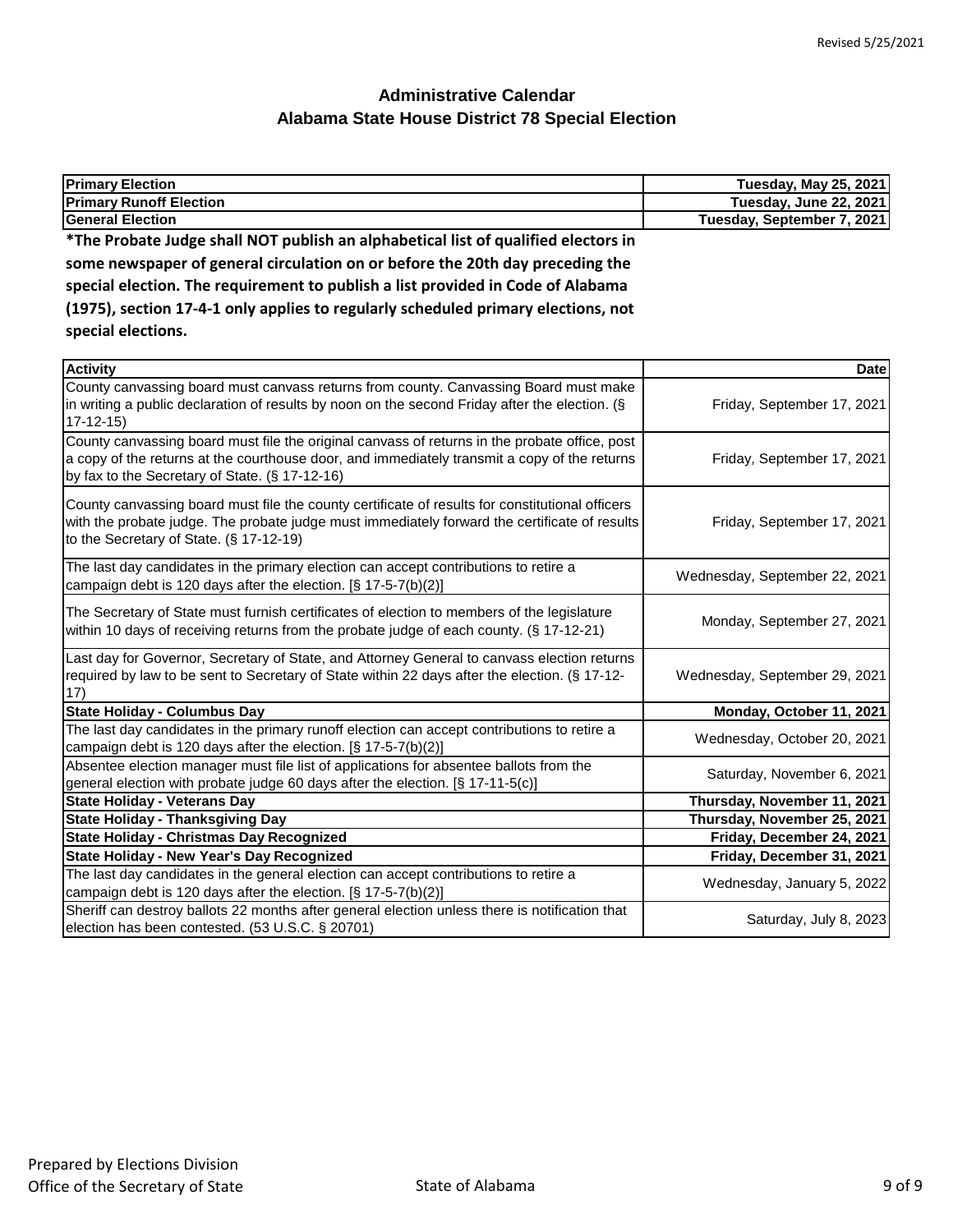Revised 5/25/2021

# Administrative Calendar
## Alabama State House District 78 Special Election

| | |
|---|---|
| **Primary Election** | **Tuesday, May 25, 2021** |
| **Primary Runoff Election** | **Tuesday, June 22, 2021** |
| **General Election** | **Tuesday, September 7, 2021** |

**\*The Probate Judge shall NOT publish an alphabetical list of qualified electors in some newspaper of general circulation on or before the 20th day preceding the special election. The requirement to publish a list provided in Code of Alabama (1975), section 17-4-1 only applies to regularly scheduled primary elections, not special elections.**

| **Activity** | **Date** |
|---|---|
| County canvassing board must canvass returns from county. Canvassing Board must make in writing a public declaration of results by noon on the second Friday after the election. (§ 17-12-15) | Friday, September 17, 2021 |
| County canvassing board must file the original canvass of returns in the probate office, post a copy of the returns at the courthouse door, and immediately transmit a copy of the returns by fax to the Secretary of State. (§ 17-12-16) | Friday, September 17, 2021 |
| County canvassing board must file the county certificate of results for constitutional officers with the probate judge. The probate judge must immediately forward the certificate of results to the Secretary of State. (§ 17-12-19) | Friday, September 17, 2021 |
| The last day candidates in the primary election can accept contributions to retire a campaign debt is 120 days after the election. [§ 17-5-7(b)(2)] | Wednesday, September 22, 2021 |
| The Secretary of State must furnish certificates of election to members of the legislature within 10 days of receiving returns from the probate judge of each county. (§ 17-12-21) | Monday, September 27, 2021 |
| Last day for Governor, Secretary of State, and Attorney General to canvass election returns required by law to be sent to Secretary of State within 22 days after the election. (§ 17-12-17) | Wednesday, September 29, 2021 |
| **State Holiday - Columbus Day** | **Monday, October 11, 2021** |
| The last day candidates in the primary runoff election can accept contributions to retire a campaign debt is 120 days after the election. [§ 17-5-7(b)(2)] | Wednesday, October 20, 2021 |
| Absentee election manager must file list of applications for absentee ballots from the general election with probate judge 60 days after the election. [§ 17-11-5(c)] | Saturday, November 6, 2021 |
| **State Holiday - Veterans Day** | **Thursday, November 11, 2021** |
| **State Holiday - Thanksgiving Day** | **Thursday, November 25, 2021** |
| **State Holiday - Christmas Day Recognized** | **Friday, December 24, 2021** |
| **State Holiday - New Year's Day Recognized** | **Friday, December 31, 2021** |
| The last day candidates in the general election can accept contributions to retire a campaign debt is 120 days after the election. [§ 17-5-7(b)(2)] | Wednesday, January 5, 2022 |
| Sheriff can destroy ballots 22 months after general election unless there is notification that election has been contested. (53 U.S.C. § 20701) | Saturday, July 8, 2023 |

Prepared by Elections Division
Office of the Secretary of State

State of Alabama